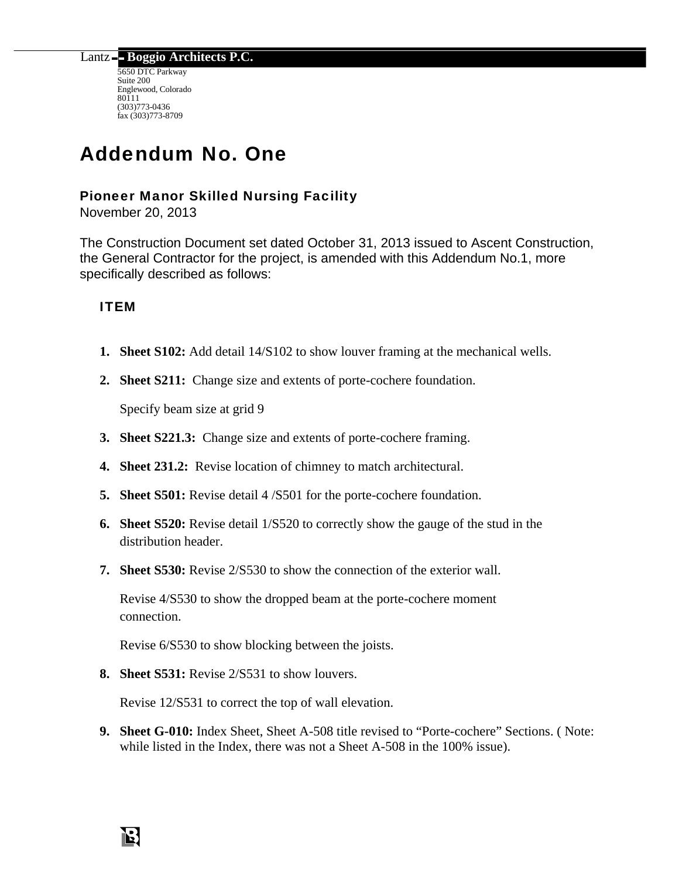Lantz - Boggio Architects P.C.

5650 DTC Parkway
Suite 200
Englewood, Colorado
80111
(303)773-0436
fax (303)773-8709

# Addendum No. One

### Pioneer Manor Skilled Nursing Facility

November 20, 2013

The Construction Document set dated October 31, 2013 issued to Ascent Construction, the General Contractor for the project, is amended with this Addendum No.1, more specifically described as follows:

**ITEM**

1. **Sheet S102:** Add detail 14/S102 to show louver framing at the mechanical wells.

2. **Sheet S211:** Change size and extents of porte-cochere foundation.

   Specify beam size at grid 9

3. **Sheet S221.3:** Change size and extents of porte-cochere framing.

4. **Sheet 231.2:** Revise location of chimney to match architectural.

5. **Sheet S501:** Revise detail 4 /S501 for the porte-cochere foundation.

6. **Sheet S520:** Revise detail 1/S520 to correctly show the gauge of the stud in the distribution header.

7. **Sheet S530:** Revise 2/S530 to show the connection of the exterior wall.

   Revise 4/S530 to show the dropped beam at the porte-cochere moment connection.

   Revise 6/S530 to show blocking between the joists.

8. **Sheet S531:** Revise 2/S531 to show louvers.

   Revise 12/S531 to correct the top of wall elevation.

9. **Sheet G-010:** Index Sheet, Sheet A-508 title revised to "Porte-cochere" Sections. ( Note: while listed in the Index, there was not a Sheet A-508 in the 100% issue).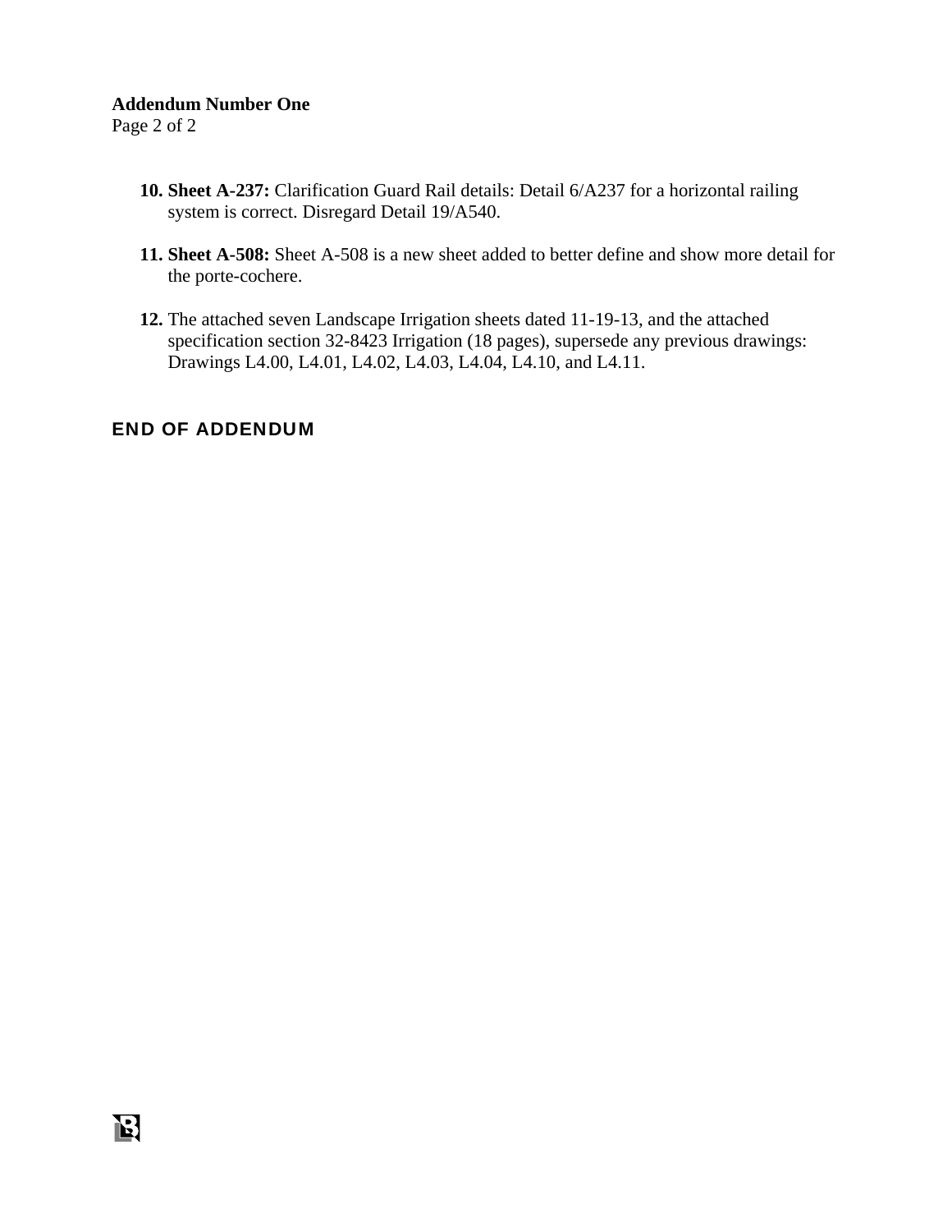10. **Sheet A-237:** Clarification Guard Rail details: Detail 6/A237 for a horizontal railing system is correct. Disregard Detail 19/A540.

11. **Sheet A-508:** Sheet A-508 is a new sheet added to better define and show more detail for the porte-cochere.

12. The attached seven Landscape Irrigation sheets dated 11-19-13, and the attached specification section 32-8423 Irrigation (18 pages), supersede any previous drawings: Drawings L4.00, L4.01, L4.02, L4.03, L4.04, L4.10, and L4.11.

**END OF ADDENDUM**